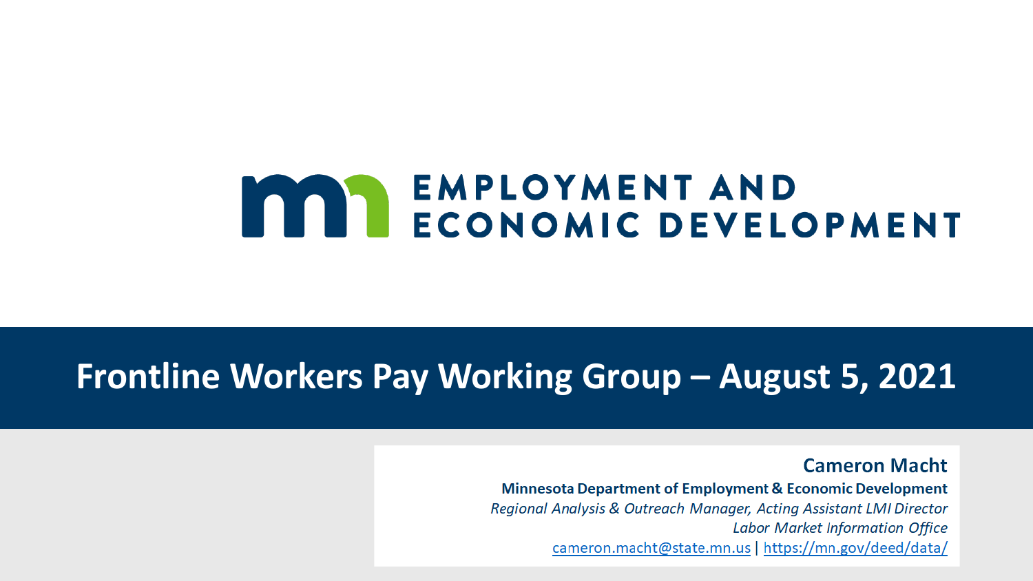EMPLOYMENT AND ECONOMIC DEVELOPMENT

# Frontline Workers Pay Working Group – August 5, 2021

**Cameron Macht**

**Minnesota Department of Employment & Economic Development**

*Regional Analysis & Outreach Manager, Acting Assistant LMI Director*

*Labor Market Information Office*

cameron.macht@state.mn.us | https://mn.gov/deed/data/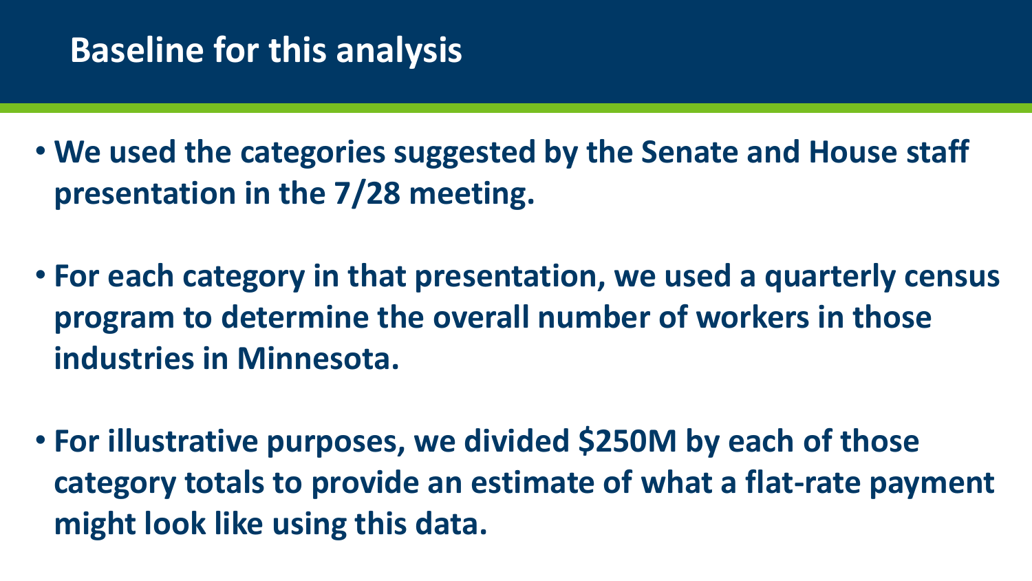# Baseline for this analysis

- **We used the categories suggested by the Senate and House staff presentation in the 7/28 meeting.**
- **For each category in that presentation, we used a quarterly census program to determine the overall number of workers in those industries in Minnesota.**
- **For illustrative purposes, we divided $250M by each of those category totals to provide an estimate of what a flat-rate payment might look like using this data.**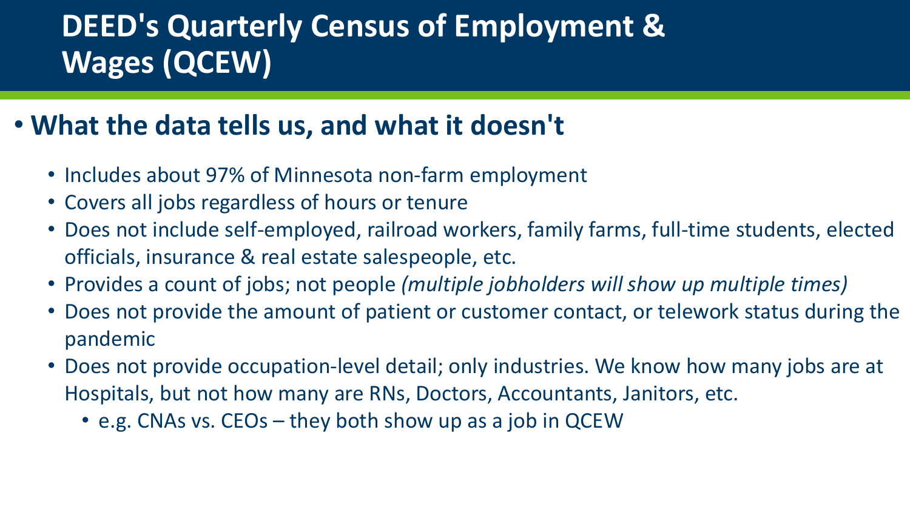# DEED's Quarterly Census of Employment & Wages (QCEW)

- **What the data tells us, and what it doesn't**
  - Includes about 97% of Minnesota non-farm employment
  - Covers all jobs regardless of hours or tenure
  - Does not include self-employed, railroad workers, family farms, full-time students, elected officials, insurance & real estate salespeople, etc.
  - Provides a count of jobs; not people *(multiple jobholders will show up multiple times)*
  - Does not provide the amount of patient or customer contact, or telework status during the pandemic
  - Does not provide occupation-level detail; only industries. We know how many jobs are at Hospitals, but not how many are RNs, Doctors, Accountants, Janitors, etc.
    - e.g. CNAs vs. CEOs – they both show up as a job in QCEW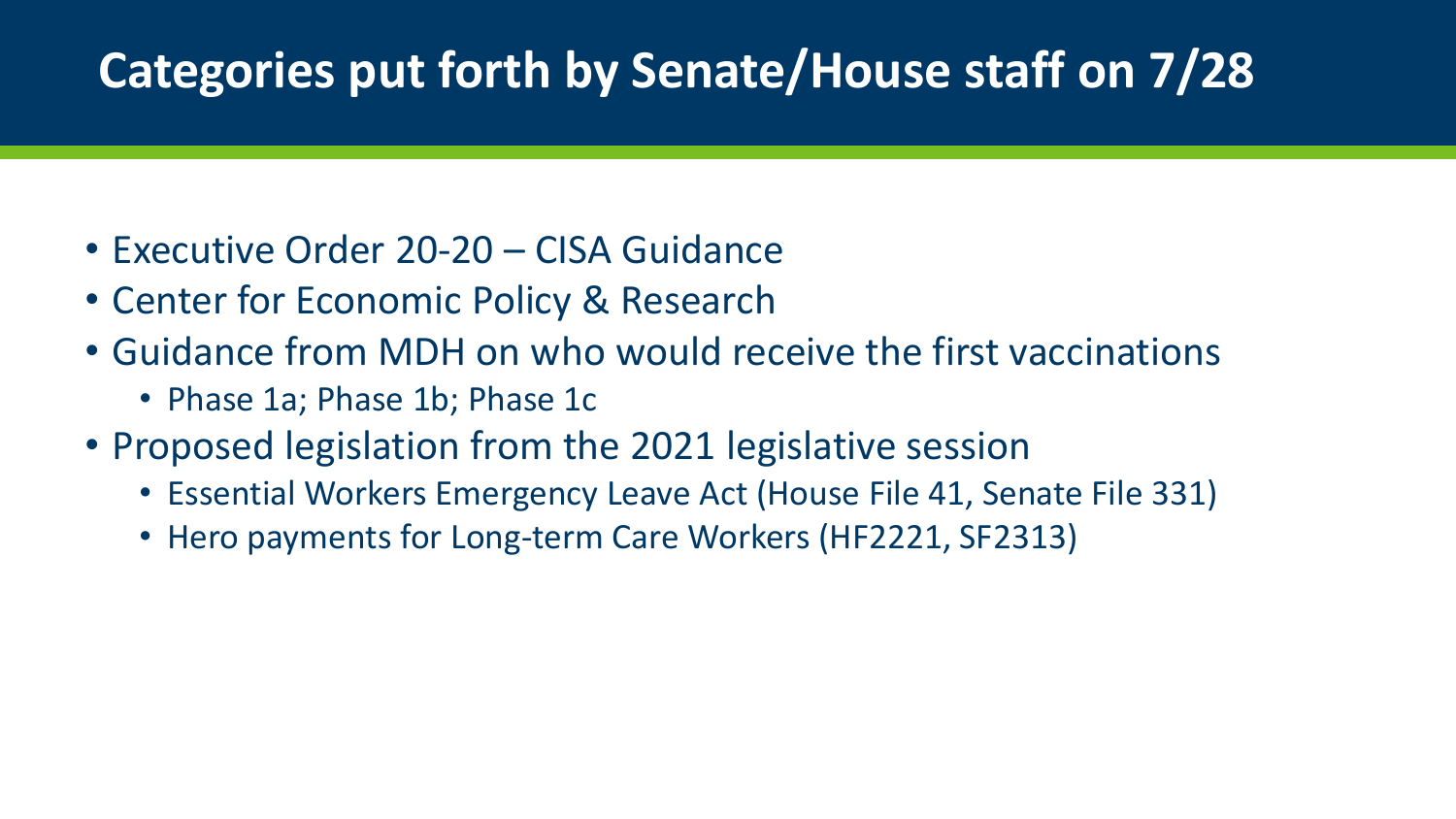# Categories put forth by Senate/House staff on 7/28

- Executive Order 20-20 – CISA Guidance
- Center for Economic Policy & Research
- Guidance from MDH on who would receive the first vaccinations
  - Phase 1a; Phase 1b; Phase 1c
- Proposed legislation from the 2021 legislative session
  - Essential Workers Emergency Leave Act (House File 41, Senate File 331)
  - Hero payments for Long-term Care Workers (HF2221, SF2313)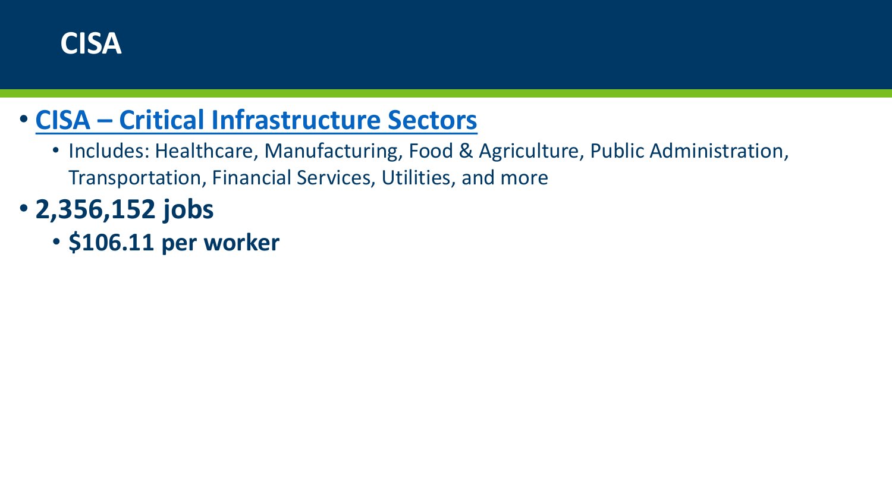# CISA

- **CISA – Critical Infrastructure Sectors**
  - Includes: Healthcare, Manufacturing, Food & Agriculture, Public Administration, Transportation, Financial Services, Utilities, and more
- **2,356,152 jobs**
  - **$106.11 per worker**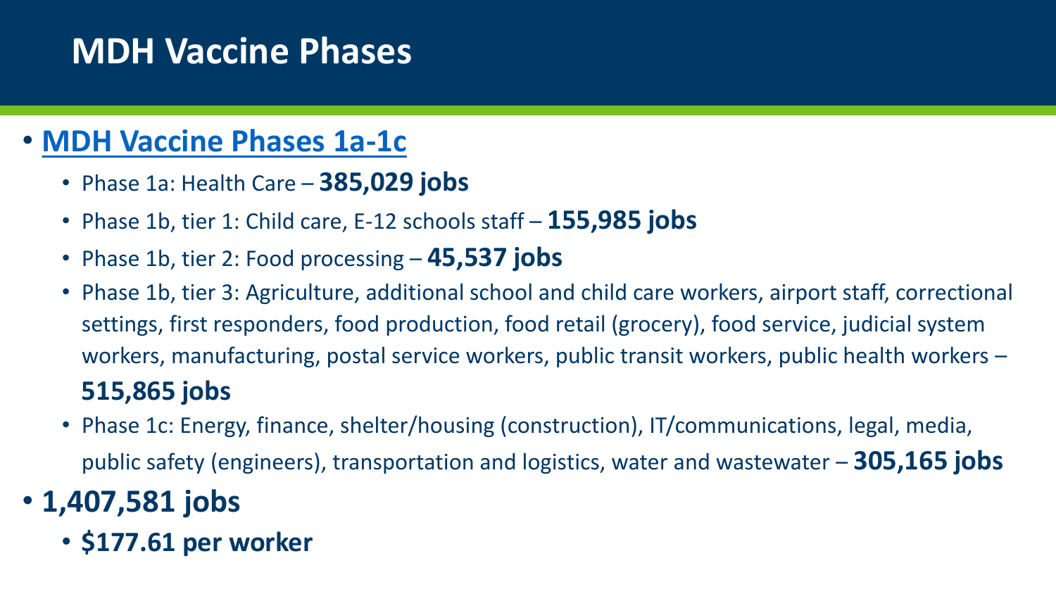# MDH Vaccine Phases

- **MDH Vaccine Phases 1a-1c**
  - Phase 1a: Health Care – **385,029 jobs**
  - Phase 1b, tier 1: Child care, E-12 schools staff – **155,985 jobs**
  - Phase 1b, tier 2: Food processing – **45,537 jobs**
  - Phase 1b, tier 3: Agriculture, additional school and child care workers, airport staff, correctional settings, first responders, food production, food retail (grocery), food service, judicial system workers, manufacturing, postal service workers, public transit workers, public health workers – **515,865 jobs**
  - Phase 1c: Energy, finance, shelter/housing (construction), IT/communications, legal, media, public safety (engineers), transportation and logistics, water and wastewater – **305,165 jobs**
- **1,407,581 jobs**
  - **$177.61 per worker**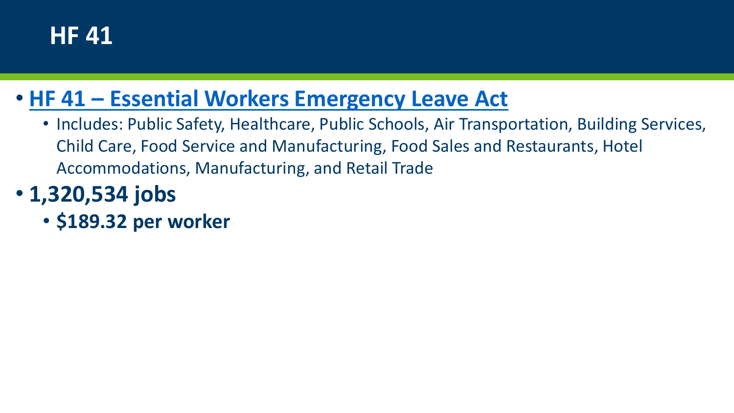# HF 41

- **HF 41 – Essential Workers Emergency Leave Act**
  - Includes: Public Safety, Healthcare, Public Schools, Air Transportation, Building Services, Child Care, Food Service and Manufacturing, Food Sales and Restaurants, Hotel Accommodations, Manufacturing, and Retail Trade
- **1,320,534 jobs**
  - **$189.32 per worker**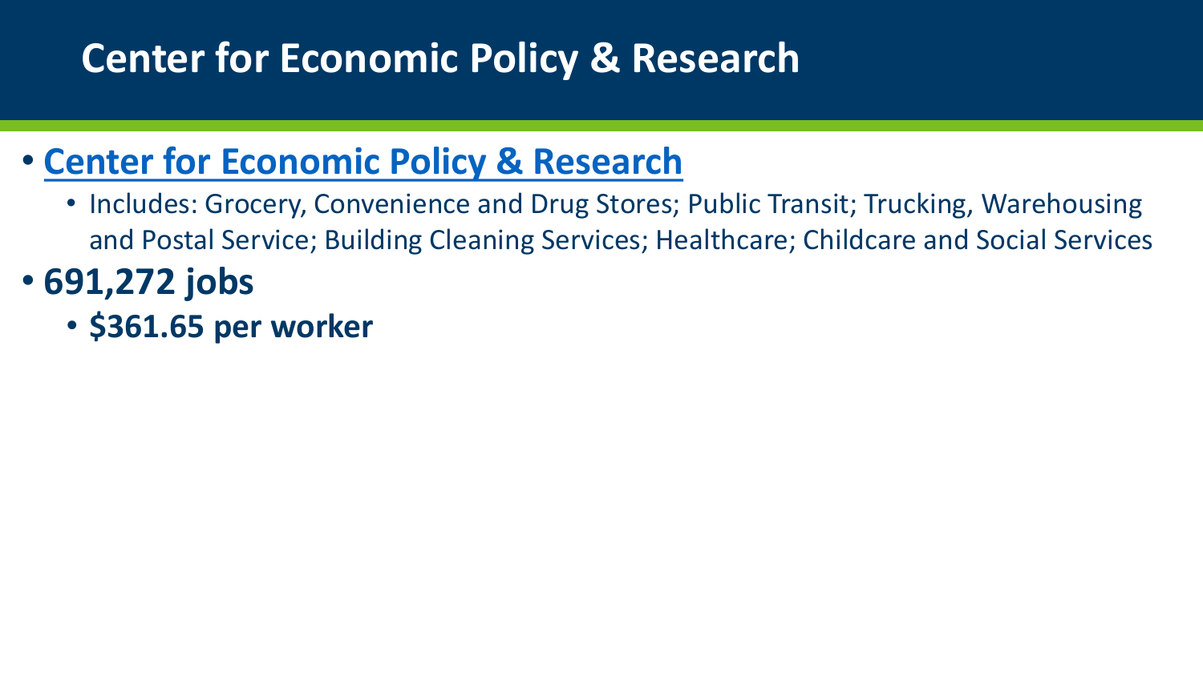# Center for Economic Policy & Research

- **Center for Economic Policy & Research**
  - Includes: Grocery, Convenience and Drug Stores; Public Transit; Trucking, Warehousing and Postal Service; Building Cleaning Services; Healthcare; Childcare and Social Services
- **691,272 jobs**
  - **$361.65 per worker**